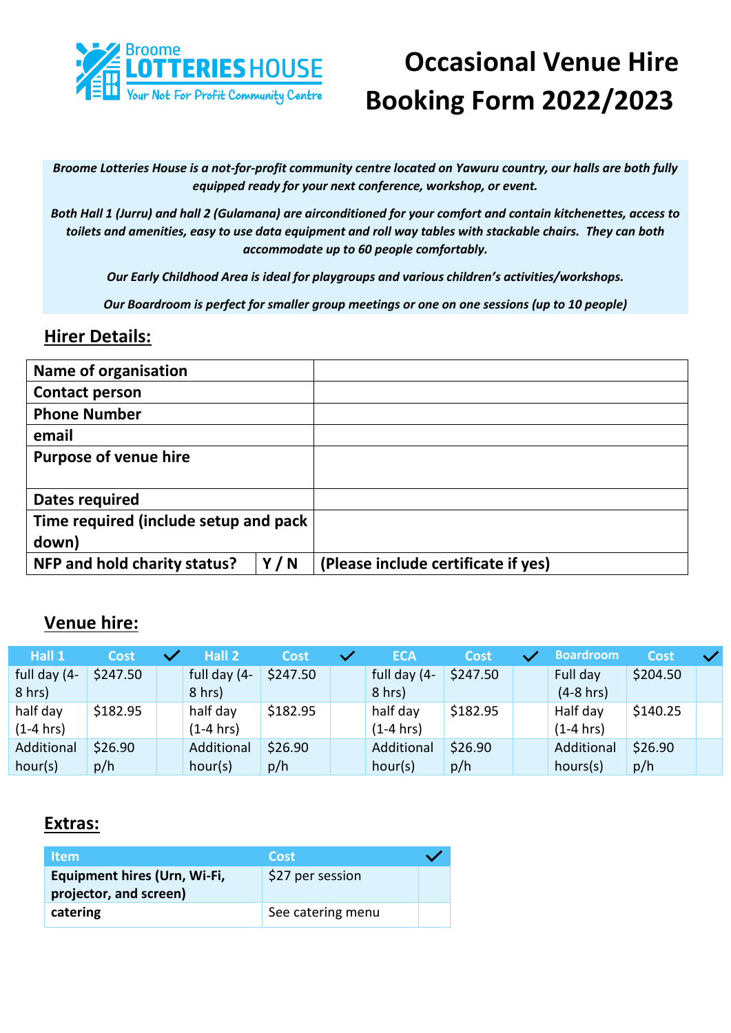Broome LOTTERIES HOUSE
Your Not For Profit Community Centre

# Occasional Venue Hire Booking Form 2022/2023

*Broome Lotteries House is a not-for-profit community centre located on Yawuru country, our halls are both fully equipped ready for your next conference, workshop, or event.*

*Both Hall 1 (Jurru) and hall 2 (Gulamana) are airconditioned for your comfort and contain kitchenettes, access to toilets and amenities, easy to use data equipment and roll way tables with stackable chairs. They can both accommodate up to 60 people comfortably.*

*Our Early Childhood Area is ideal for playgroups and various children's activities/workshops.*

*Our Boardroom is perfect for smaller group meetings or one on one sessions (up to 10 people)*

## Hirer Details:

| | | |
|---|---|---|
| **Name of organisation** | | |
| **Contact person** | | |
| **Phone Number** | | |
| **email** | | |
| **Purpose of venue hire** | | |
| **Dates required** | | |
| **Time required (include setup and pack down)** | | |
| **NFP and hold charity status?** | **Y / N** | **(Please include certificate if yes)** |

## Venue hire:

| Hall 1 | Cost | ✓ | Hall 2 | Cost | ✓ | ECA | Cost | ✓ | Boardroom | Cost | ✓ |
|---|---|---|---|---|---|---|---|---|---|---|---|
| full day (4-8 hrs) | $247.50 | | full day (4-8 hrs) | $247.50 | | full day (4-8 hrs) | $247.50 | | Full day (4-8 hrs) | $204.50 | |
| half day (1-4 hrs) | $182.95 | | half day (1-4 hrs) | $182.95 | | half day (1-4 hrs) | $182.95 | | Half day (1-4 hrs) | $140.25 | |
| Additional hour(s) | $26.90 p/h | | Additional hour(s) | $26.90 p/h | | Additional hour(s) | $26.90 p/h | | Additional hours(s) | $26.90 p/h | |

## Extras:

| Item | Cost | ✓ |
|---|---|---|
| **Equipment hires (Urn, Wi-Fi, projector, and screen)** | $27 per session | |
| **catering** | See catering menu | |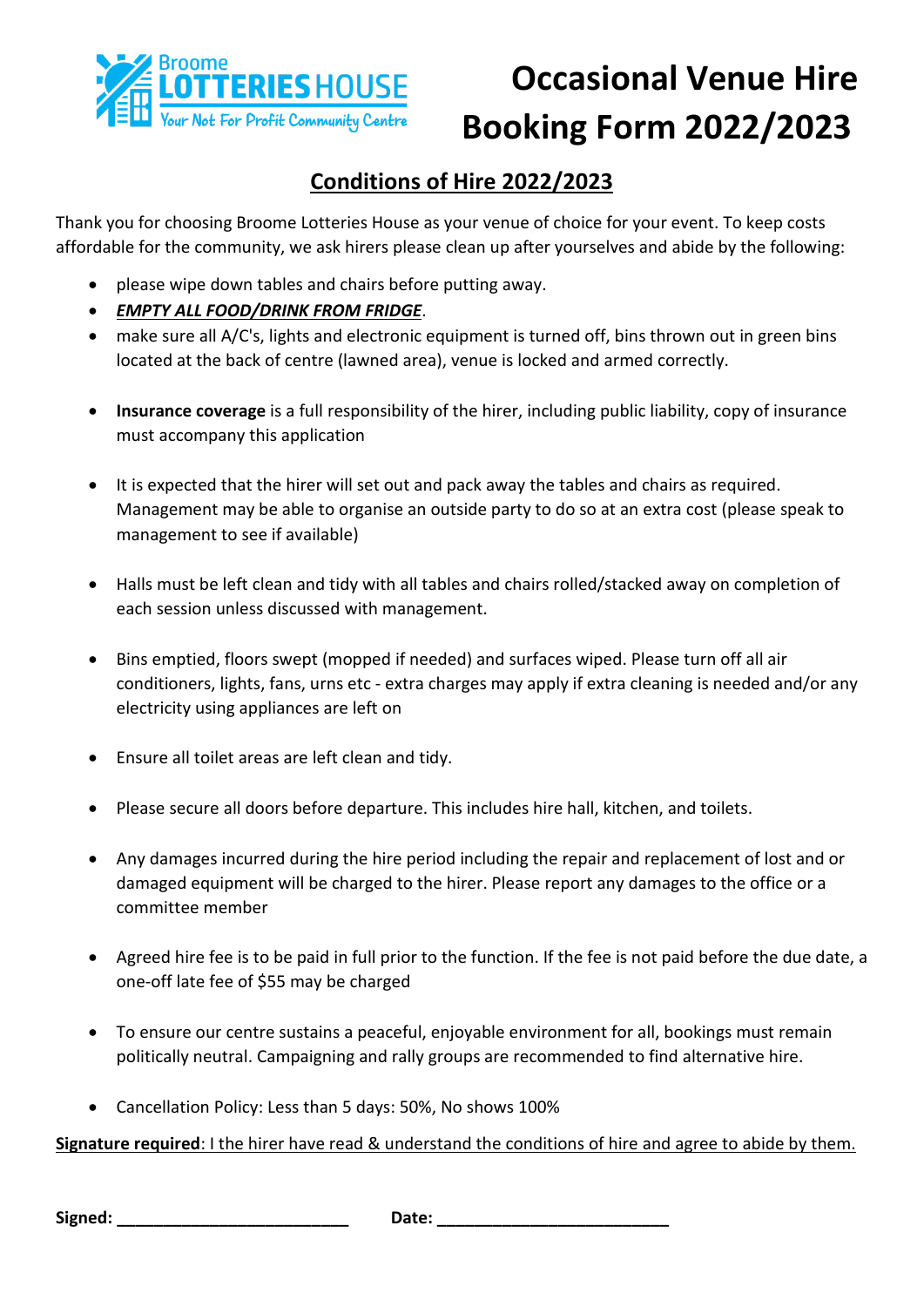Broome LOTTERIES HOUSE
Your Not For Profit Community Centre

# Occasional Venue Hire Booking Form 2022/2023

## Conditions of Hire 2022/2023

Thank you for choosing Broome Lotteries House as your venue of choice for your event. To keep costs affordable for the community, we ask hirers please clean up after yourselves and abide by the following:

- please wipe down tables and chairs before putting away.
- ***EMPTY ALL FOOD/DRINK FROM FRIDGE***.
- make sure all A/C's, lights and electronic equipment is turned off, bins thrown out in green bins located at the back of centre (lawned area), venue is locked and armed correctly.
- **Insurance coverage** is a full responsibility of the hirer, including public liability, copy of insurance must accompany this application
- It is expected that the hirer will set out and pack away the tables and chairs as required. Management may be able to organise an outside party to do so at an extra cost (please speak to management to see if available)
- Halls must be left clean and tidy with all tables and chairs rolled/stacked away on completion of each session unless discussed with management.
- Bins emptied, floors swept (mopped if needed) and surfaces wiped. Please turn off all air conditioners, lights, fans, urns etc - extra charges may apply if extra cleaning is needed and/or any electricity using appliances are left on
- Ensure all toilet areas are left clean and tidy.
- Please secure all doors before departure. This includes hire hall, kitchen, and toilets.
- Any damages incurred during the hire period including the repair and replacement of lost and or damaged equipment will be charged to the hirer. Please report any damages to the office or a committee member
- Agreed hire fee is to be paid in full prior to the function. If the fee is not paid before the due date, a one-off late fee of $55 may be charged
- To ensure our centre sustains a peaceful, enjoyable environment for all, bookings must remain politically neutral. Campaigning and rally groups are recommended to find alternative hire.
- Cancellation Policy: Less than 5 days: 50%, No shows 100%

**Signature required**: I the hirer have read & understand the conditions of hire and agree to abide by them.

**Signed: __________________________** **Date: __________________________**